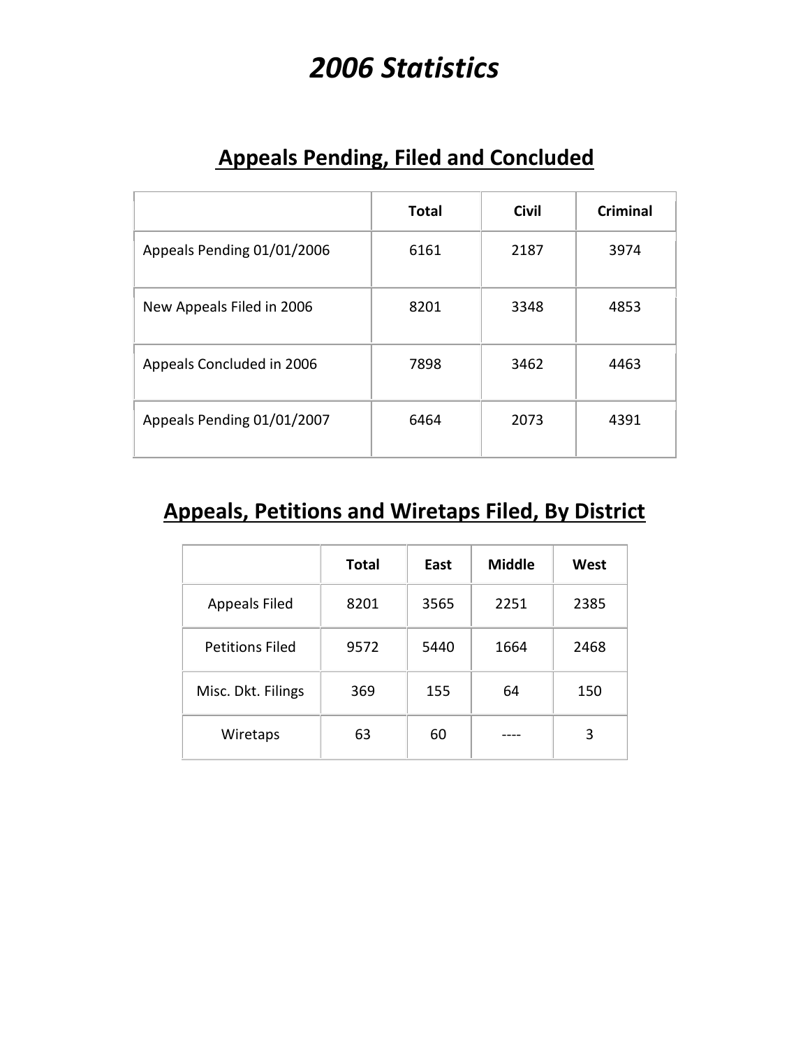# *2006 Statistics*

## Appeals Pending, Filed and Concluded

| | Total | Civil | Criminal |
|---|---|---|---|
| Appeals Pending 01/01/2006 | 6161 | 2187 | 3974 |
| New Appeals Filed in 2006 | 8201 | 3348 | 4853 |
| Appeals Concluded in 2006 | 7898 | 3462 | 4463 |
| Appeals Pending 01/01/2007 | 6464 | 2073 | 4391 |

## Appeals, Petitions and Wiretaps Filed, By District

| | Total | East | Middle | West |
|---|---|---|---|---|
| Appeals Filed | 8201 | 3565 | 2251 | 2385 |
| Petitions Filed | 9572 | 5440 | 1664 | 2468 |
| Misc. Dkt. Filings | 369 | 155 | 64 | 150 |
| Wiretaps | 63 | 60 | ---- | 3 |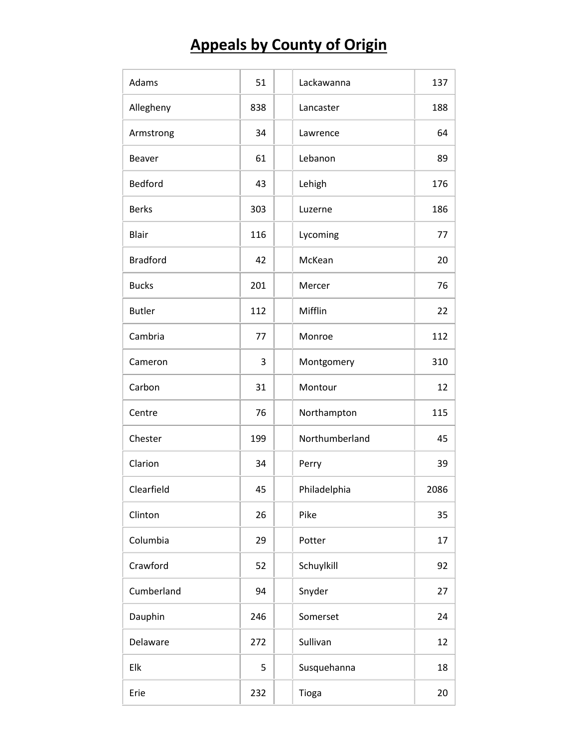# Appeals by County of Origin

| County | Appeals | | County | Appeals |
|---|---|---|---|---|
| Adams | 51 | | Lackawanna | 137 |
| Allegheny | 838 | | Lancaster | 188 |
| Armstrong | 34 | | Lawrence | 64 |
| Beaver | 61 | | Lebanon | 89 |
| Bedford | 43 | | Lehigh | 176 |
| Berks | 303 | | Luzerne | 186 |
| Blair | 116 | | Lycoming | 77 |
| Bradford | 42 | | McKean | 20 |
| Bucks | 201 | | Mercer | 76 |
| Butler | 112 | | Mifflin | 22 |
| Cambria | 77 | | Monroe | 112 |
| Cameron | 3 | | Montgomery | 310 |
| Carbon | 31 | | Montour | 12 |
| Centre | 76 | | Northampton | 115 |
| Chester | 199 | | Northumberland | 45 |
| Clarion | 34 | | Perry | 39 |
| Clearfield | 45 | | Philadelphia | 2086 |
| Clinton | 26 | | Pike | 35 |
| Columbia | 29 | | Potter | 17 |
| Crawford | 52 | | Schuylkill | 92 |
| Cumberland | 94 | | Snyder | 27 |
| Dauphin | 246 | | Somerset | 24 |
| Delaware | 272 | | Sullivan | 12 |
| Elk | 5 | | Susquehanna | 18 |
| Erie | 232 | | Tioga | 20 |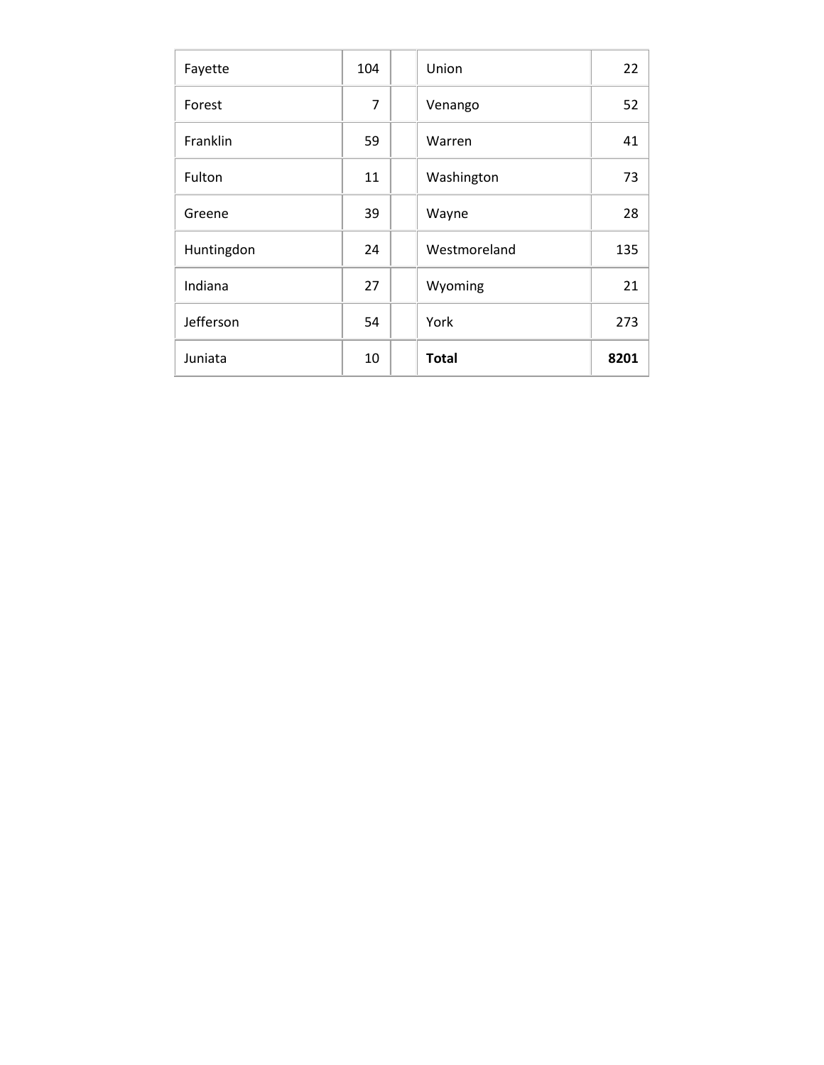| Fayette | 104 | | Union | 22 |
|---|---|---|---|---|
| Forest | 7 | | Venango | 52 |
| Franklin | 59 | | Warren | 41 |
| Fulton | 11 | | Washington | 73 |
| Greene | 39 | | Wayne | 28 |
| Huntingdon | 24 | | Westmoreland | 135 |
| Indiana | 27 | | Wyoming | 21 |
| Jefferson | 54 | | York | 273 |
| Juniata | 10 | | **Total** | **8201** |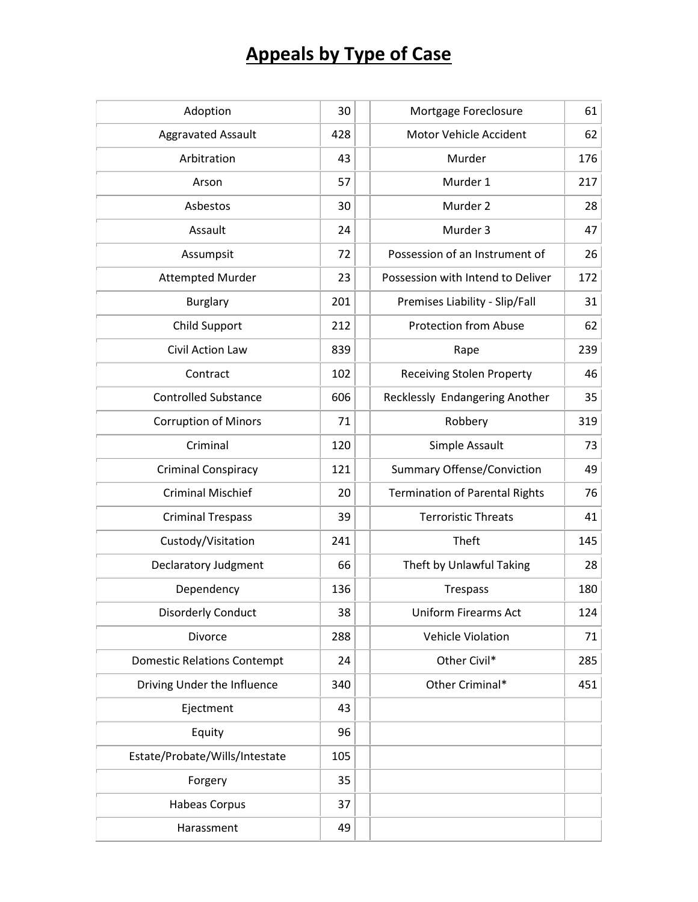# Appeals by Type of Case

| Type of Case | Count | Type of Case | Count |
|---|---|---|---|
| Adoption | 30 | Mortgage Foreclosure | 61 |
| Aggravated Assault | 428 | Motor Vehicle Accident | 62 |
| Arbitration | 43 | Murder | 176 |
| Arson | 57 | Murder 1 | 217 |
| Asbestos | 30 | Murder 2 | 28 |
| Assault | 24 | Murder 3 | 47 |
| Assumpsit | 72 | Possession of an Instrument of | 26 |
| Attempted Murder | 23 | Possession with Intend to Deliver | 172 |
| Burglary | 201 | Premises Liability - Slip/Fall | 31 |
| Child Support | 212 | Protection from Abuse | 62 |
| Civil Action Law | 839 | Rape | 239 |
| Contract | 102 | Receiving Stolen Property | 46 |
| Controlled Substance | 606 | Recklessly Endangering Another | 35 |
| Corruption of Minors | 71 | Robbery | 319 |
| Criminal | 120 | Simple Assault | 73 |
| Criminal Conspiracy | 121 | Summary Offense/Conviction | 49 |
| Criminal Mischief | 20 | Termination of Parental Rights | 76 |
| Criminal Trespass | 39 | Terroristic Threats | 41 |
| Custody/Visitation | 241 | Theft | 145 |
| Declaratory Judgment | 66 | Theft by Unlawful Taking | 28 |
| Dependency | 136 | Trespass | 180 |
| Disorderly Conduct | 38 | Uniform Firearms Act | 124 |
| Divorce | 288 | Vehicle Violation | 71 |
| Domestic Relations Contempt | 24 | Other Civil* | 285 |
| Driving Under the Influence | 340 | Other Criminal* | 451 |
| Ejectment | 43 | | |
| Equity | 96 | | |
| Estate/Probate/Wills/Intestate | 105 | | |
| Forgery | 35 | | |
| Habeas Corpus | 37 | | |
| Harassment | 49 | | |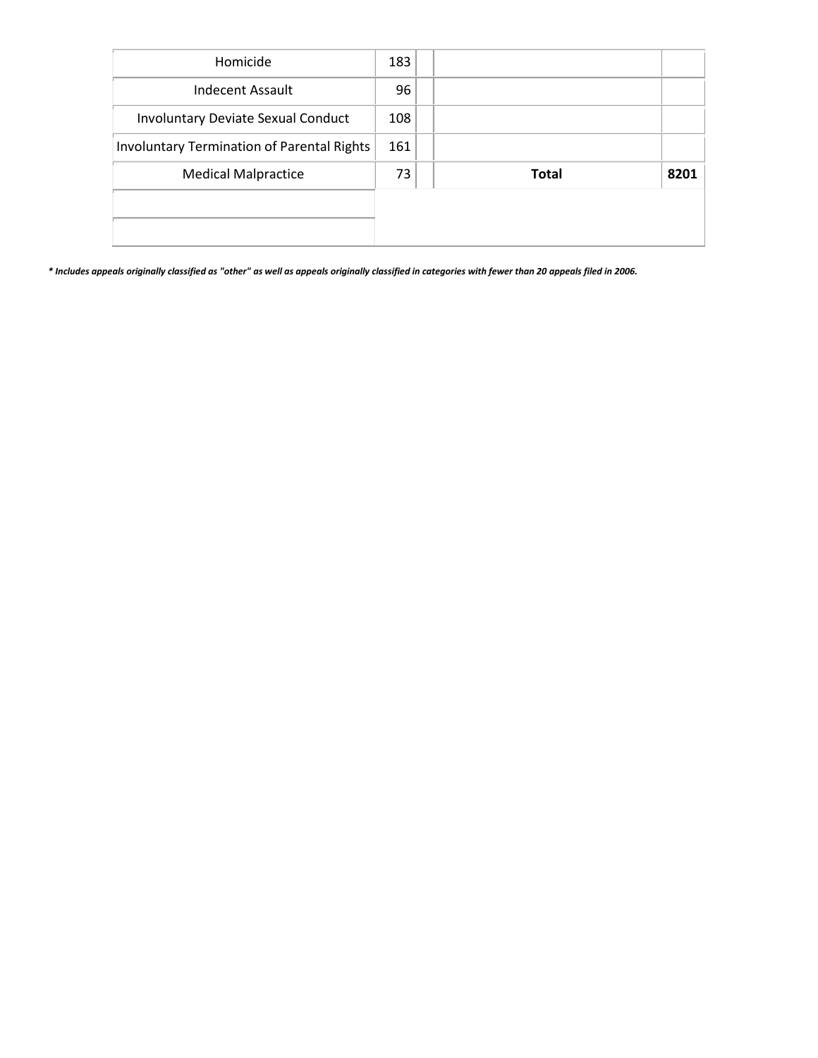| | | | | |
|---|---|---|---|---|
| Homicide | 183 | | | |
| Indecent Assault | 96 | | | |
| Involuntary Deviate Sexual Conduct | 108 | | | |
| Involuntary Termination of Parental Rights | 161 | | | |
| Medical Malpractice | 73 | | **Total** | **8201** |
| | | | | |
| | | | | |

***** *Includes appeals originally classified as "other" as well as appeals originally classified in categories with fewer than 20 appeals filed in 2006.***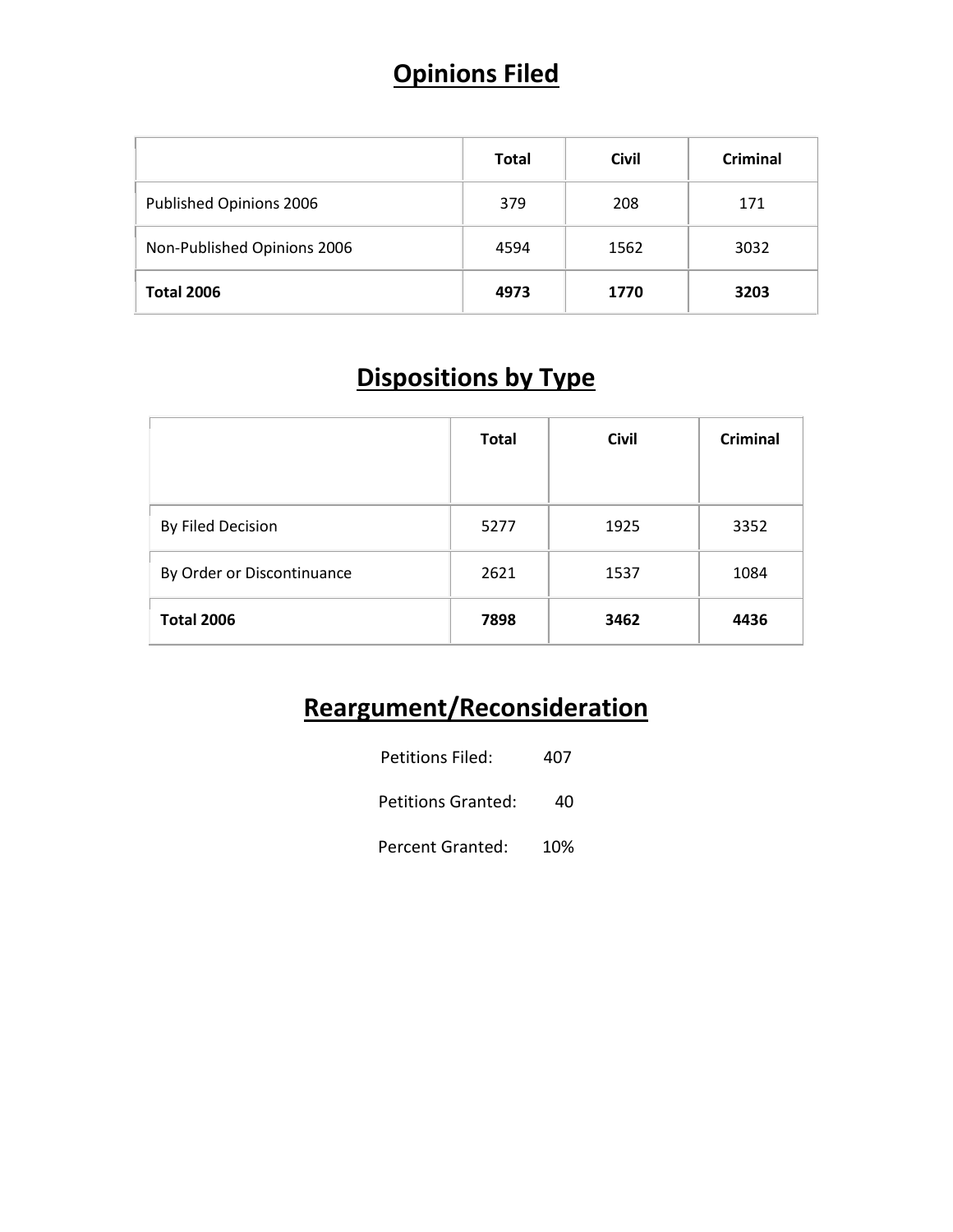# Opinions Filed

| | Total | Civil | Criminal |
|---|---|---|---|
| Published Opinions 2006 | 379 | 208 | 171 |
| Non-Published Opinions 2006 | 4594 | 1562 | 3032 |
| **Total 2006** | **4973** | **1770** | **3203** |

# Dispositions by Type

| | Total | Civil | Criminal |
|---|---|---|---|
| By Filed Decision | 5277 | 1925 | 3352 |
| By Order or Discontinuance | 2621 | 1537 | 1084 |
| **Total 2006** | **7898** | **3462** | **4436** |

# Reargument/Reconsideration

Petitions Filed: 407

Petitions Granted: 40

Percent Granted: 10%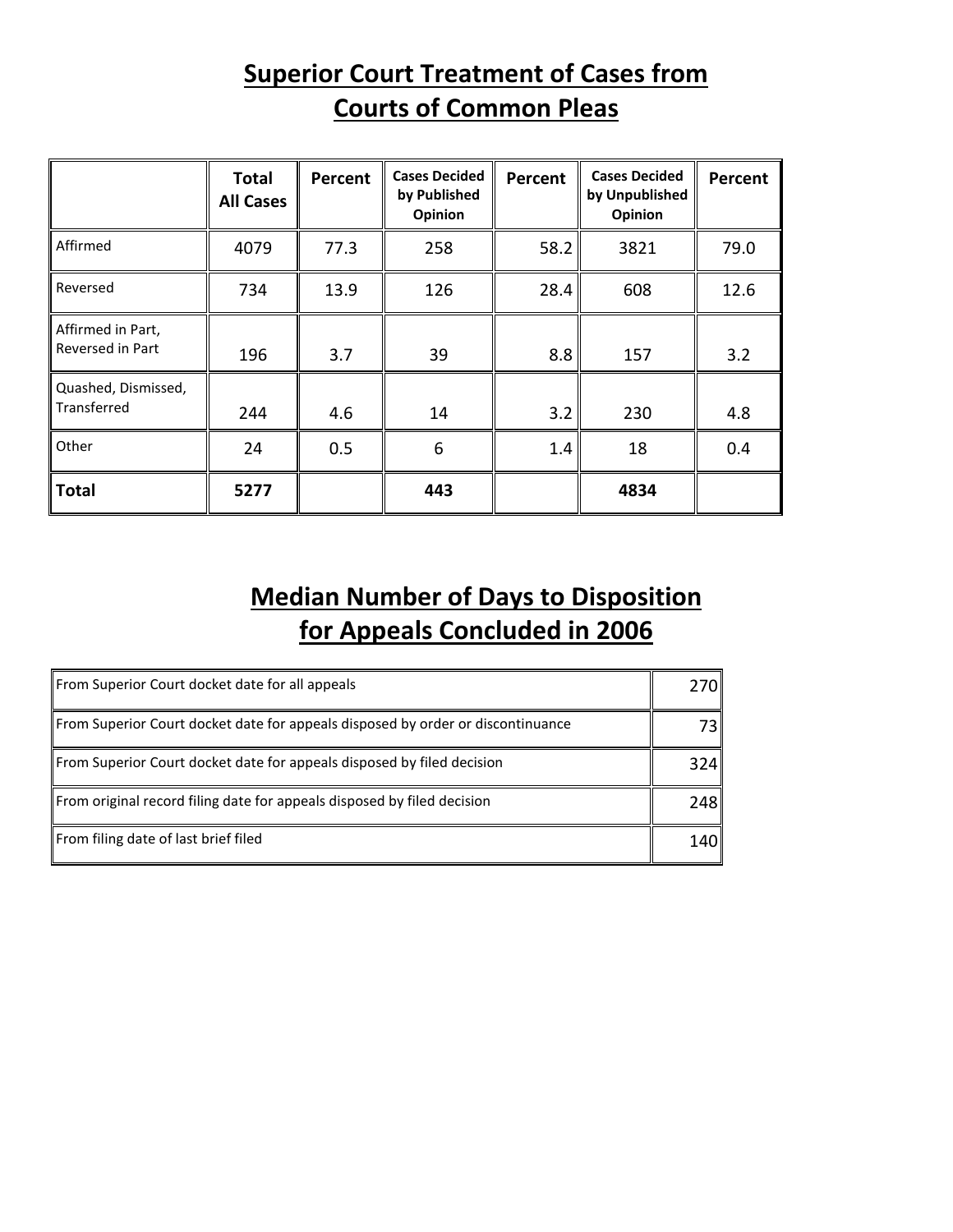## Superior Court Treatment of Cases from Courts of Common Pleas

| | Total All Cases | Percent | Cases Decided by Published Opinion | Percent | Cases Decided by Unpublished Opinion | Percent |
|---|---|---|---|---|---|---|
| Affirmed | 4079 | 77.3 | 258 | 58.2 | 3821 | 79.0 |
| Reversed | 734 | 13.9 | 126 | 28.4 | 608 | 12.6 |
| Affirmed in Part, Reversed in Part | 196 | 3.7 | 39 | 8.8 | 157 | 3.2 |
| Quashed, Dismissed, Transferred | 244 | 4.6 | 14 | 3.2 | 230 | 4.8 |
| Other | 24 | 0.5 | 6 | 1.4 | 18 | 0.4 |
| **Total** | **5277** | | **443** | | **4834** | |

## Median Number of Days to Disposition for Appeals Concluded in 2006

| | |
|---|---|
| From Superior Court docket date for all appeals | 270 |
| From Superior Court docket date for appeals disposed by order or discontinuance | 73 |
| From Superior Court docket date for appeals disposed by filed decision | 324 |
| From original record filing date for appeals disposed by filed decision | 248 |
| From filing date of last brief filed | 140 |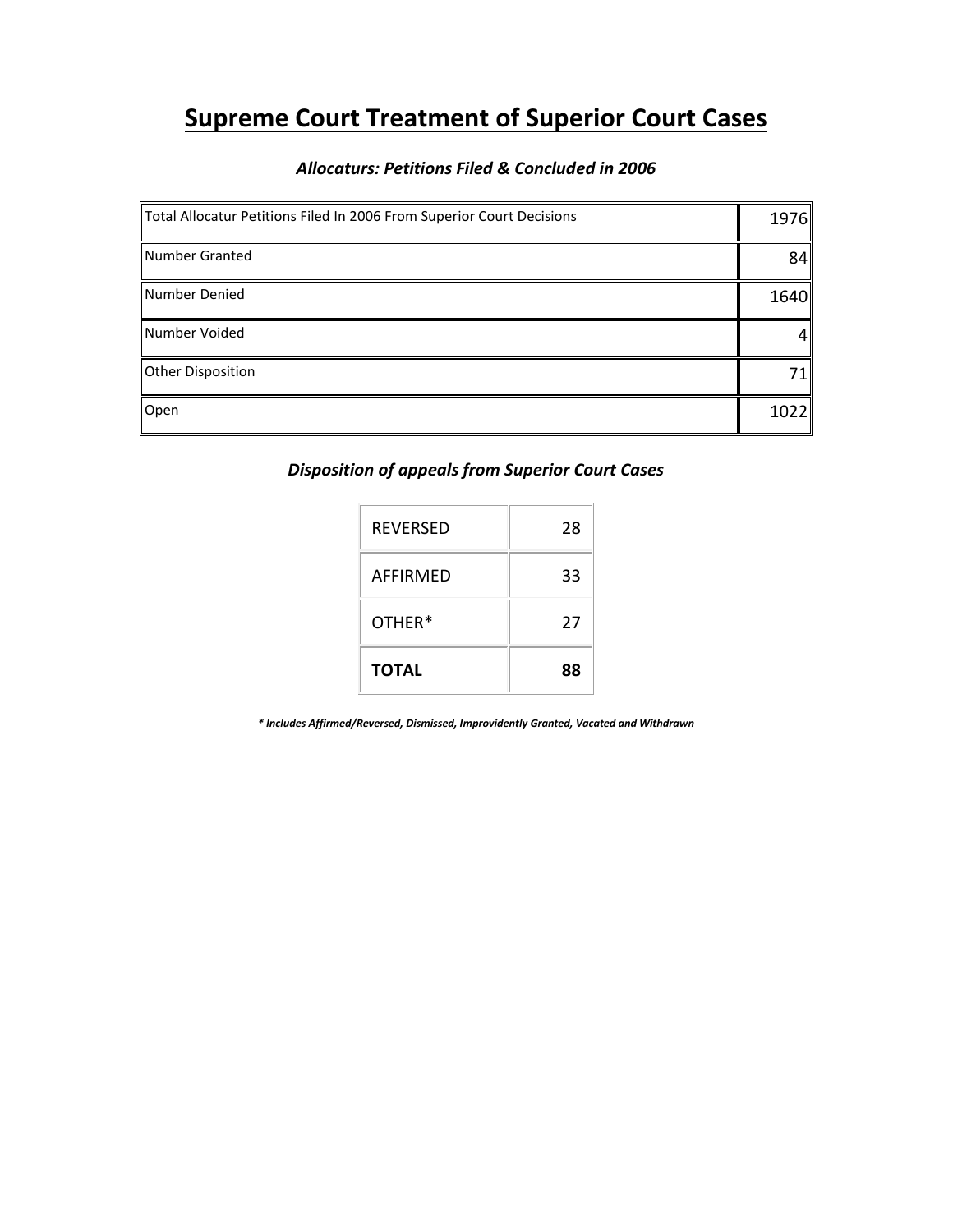# Supreme Court Treatment of Superior Court Cases

### *Allocaturs: Petitions Filed & Concluded in 2006*

| | |
|---|---|
| Total Allocatur Petitions Filed In 2006 From Superior Court Decisions | 1976 |
| Number Granted | 84 |
| Number Denied | 1640 |
| Number Voided | 4 |
| Other Disposition | 71 |
| Open | 1022 |

### *Disposition of appeals from Superior Court Cases*

| | |
|---|---|
| REVERSED | 28 |
| AFFIRMED | 33 |
| OTHER* | 27 |
| **TOTAL** | **88** |

***\* Includes Affirmed/Reversed, Dismissed, Improvidently Granted, Vacated and Withdrawn***